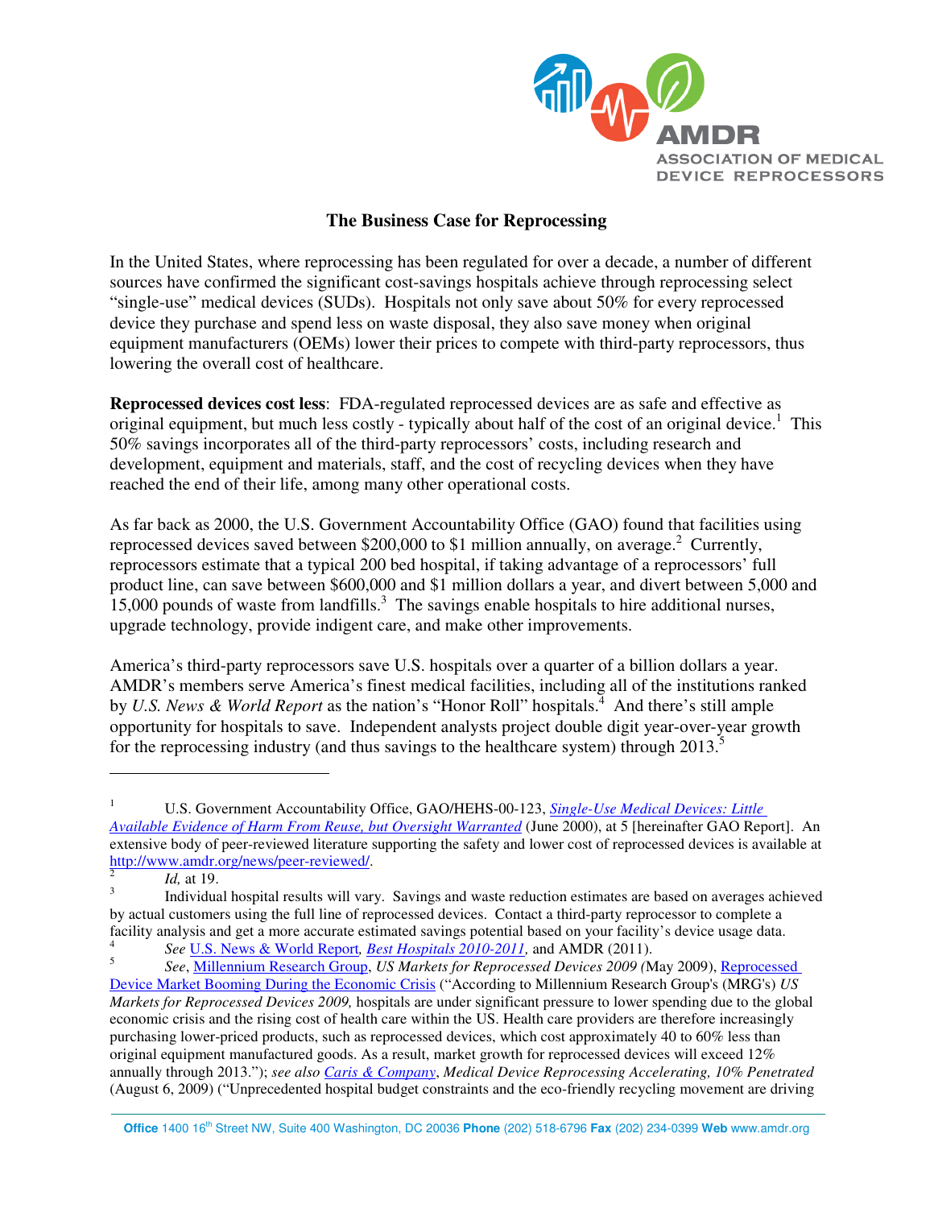AMDR ASSOCIATION OF MEDICAL DEVICE REPROCESSORS

# The Business Case for Reprocessing

In the United States, where reprocessing has been regulated for over a decade, a number of different sources have confirmed the significant cost-savings hospitals achieve through reprocessing select "single-use" medical devices (SUDs). Hospitals not only save about 50% for every reprocessed device they purchase and spend less on waste disposal, they also save money when original equipment manufacturers (OEMs) lower their prices to compete with third-party reprocessors, thus lowering the overall cost of healthcare.

**Reprocessed devices cost less**: FDA-regulated reprocessed devices are as safe and effective as original equipment, but much less costly - typically about half of the cost of an original device.[1] This 50% savings incorporates all of the third-party reprocessors' costs, including research and development, equipment and materials, staff, and the cost of recycling devices when they have reached the end of their life, among many other operational costs.

As far back as 2000, the U.S. Government Accountability Office (GAO) found that facilities using reprocessed devices saved between $200,000 to $1 million annually, on average.[2] Currently, reprocessors estimate that a typical 200 bed hospital, if taking advantage of a reprocessors' full product line, can save between $600,000 and $1 million dollars a year, and divert between 5,000 and 15,000 pounds of waste from landfills.[3] The savings enable hospitals to hire additional nurses, upgrade technology, provide indigent care, and make other improvements.

America's third-party reprocessors save U.S. hospitals over a quarter of a billion dollars a year. AMDR's members serve America's finest medical facilities, including all of the institutions ranked by *U.S. News & World Report* as the nation's "Honor Roll" hospitals.[4] And there's still ample opportunity for hospitals to save. Independent analysts project double digit year-over-year growth for the reprocessing industry (and thus savings to the healthcare system) through 2013.[5]

---

[1] U.S. Government Accountability Office, GAO/HEHS-00-123, *Single-Use Medical Devices: Little Available Evidence of Harm From Reuse, but Oversight Warranted* (June 2000), at 5 [hereinafter GAO Report]. An extensive body of peer-reviewed literature supporting the safety and lower cost of reprocessed devices is available at http://www.amdr.org/news/peer-reviewed/.

[2] *Id,* at 19.

[3] Individual hospital results will vary. Savings and waste reduction estimates are based on averages achieved by actual customers using the full line of reprocessed devices. Contact a third-party reprocessor to complete a facility analysis and get a more accurate estimated savings potential based on your facility's device usage data.

[4] *See* U.S. News & World Report*, Best Hospitals 2010-2011,* and AMDR (2011).

[5] *See*, Millennium Research Group, *US Markets for Reprocessed Devices 2009 (*May 2009), Reprocessed Device Market Booming During the Economic Crisis ("According to Millennium Research Group's (MRG's) *US Markets for Reprocessed Devices 2009,* hospitals are under significant pressure to lower spending due to the global economic crisis and the rising cost of health care within the US. Health care providers are therefore increasingly purchasing lower-priced products, such as reprocessed devices, which cost approximately 40 to 60% less than original equipment manufactured goods. As a result, market growth for reprocessed devices will exceed 12% annually through 2013."); *see also* Caris & Company, *Medical Device Reprocessing Accelerating, 10% Penetrated* (August 6, 2009) ("Unprecedented hospital budget constraints and the eco-friendly recycling movement are driving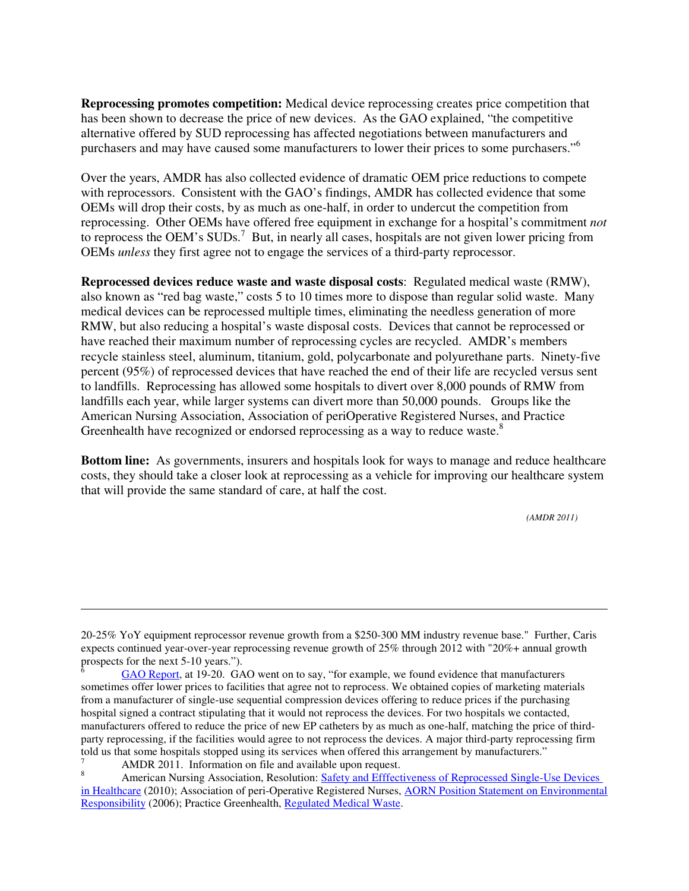**Reprocessing promotes competition:** Medical device reprocessing creates price competition that has been shown to decrease the price of new devices. As the GAO explained, "the competitive alternative offered by SUD reprocessing has affected negotiations between manufacturers and purchasers and may have caused some manufacturers to lower their prices to some purchasers."[6]

Over the years, AMDR has also collected evidence of dramatic OEM price reductions to compete with reprocessors. Consistent with the GAO's findings, AMDR has collected evidence that some OEMs will drop their costs, by as much as one-half, in order to undercut the competition from reprocessing. Other OEMs have offered free equipment in exchange for a hospital's commitment *not* to reprocess the OEM's SUDs.[7] But, in nearly all cases, hospitals are not given lower pricing from OEMs *unless* they first agree not to engage the services of a third-party reprocessor.

**Reprocessed devices reduce waste and waste disposal costs**: Regulated medical waste (RMW), also known as "red bag waste," costs 5 to 10 times more to dispose than regular solid waste. Many medical devices can be reprocessed multiple times, eliminating the needless generation of more RMW, but also reducing a hospital's waste disposal costs. Devices that cannot be reprocessed or have reached their maximum number of reprocessing cycles are recycled. AMDR's members recycle stainless steel, aluminum, titanium, gold, polycarbonate and polyurethane parts. Ninety-five percent (95%) of reprocessed devices that have reached the end of their life are recycled versus sent to landfills. Reprocessing has allowed some hospitals to divert over 8,000 pounds of RMW from landfills each year, while larger systems can divert more than 50,000 pounds. Groups like the American Nursing Association, Association of periOperative Registered Nurses, and Practice Greenhealth have recognized or endorsed reprocessing as a way to reduce waste.[8]

**Bottom line:** As governments, insurers and hospitals look for ways to manage and reduce healthcare costs, they should take a closer look at reprocessing as a vehicle for improving our healthcare system that will provide the same standard of care, at half the cost.

*(AMDR 2011)*

---

20-25% YoY equipment reprocessor revenue growth from a $250-300 MM industry revenue base." Further, Caris expects continued year-over-year reprocessing revenue growth of 25% through 2012 with "20%+ annual growth prospects for the next 5-10 years.").

[6] GAO Report, at 19-20. GAO went on to say, "for example, we found evidence that manufacturers sometimes offer lower prices to facilities that agree not to reprocess. We obtained copies of marketing materials from a manufacturer of single-use sequential compression devices offering to reduce prices if the purchasing hospital signed a contract stipulating that it would not reprocess the devices. For two hospitals we contacted, manufacturers offered to reduce the price of new EP catheters by as much as one-half, matching the price of third-party reprocessing, if the facilities would agree to not reprocess the devices. A major third-party reprocessing firm told us that some hospitals stopped using its services when offered this arrangement by manufacturers."

[7] AMDR 2011. Information on file and available upon request.

[8] American Nursing Association, Resolution: Safety and Efffectiveness of Reprocessed Single-Use Devices in Healthcare (2010); Association of peri-Operative Registered Nurses, AORN Position Statement on Environmental Responsibility (2006); Practice Greenhealth, Regulated Medical Waste.